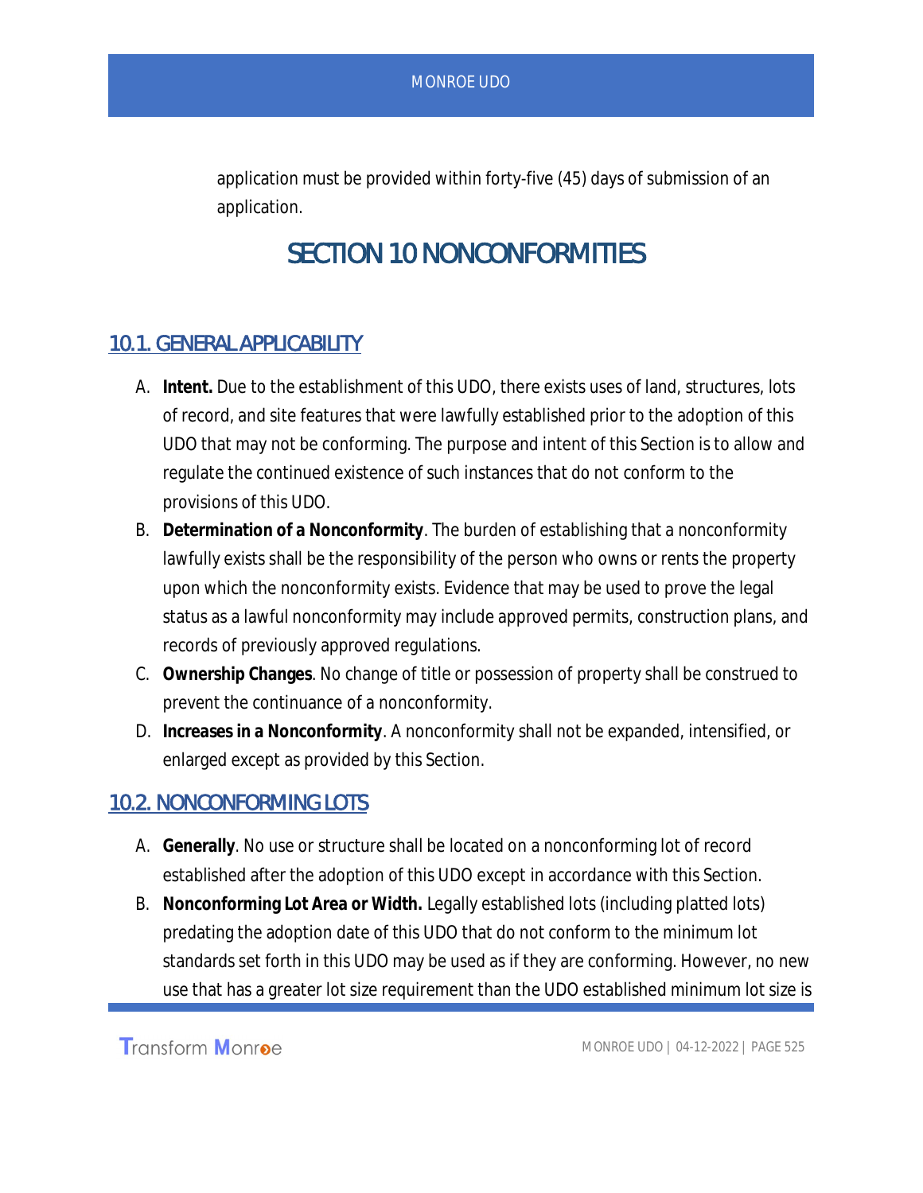application must be provided within forty-five (45) days of submission of an application.

# SECTION 10 NONCONFORMITIES

## 10.1. GENERAL APPLICABILITY

A. **Intent.** Due to the establishment of this UDO, there exists uses of land, structures, lots of record, and site features that were lawfully established prior to the adoption of this UDO that may not be conforming. The purpose and intent of this Section is to allow and regulate the continued existence of such instances that do not conform to the provisions of this UDO.

B. **Determination of a Nonconformity**. The burden of establishing that a nonconformity lawfully exists shall be the responsibility of the person who owns or rents the property upon which the nonconformity exists. Evidence that may be used to prove the legal status as a lawful nonconformity may include approved permits, construction plans, and records of previously approved regulations.

C. **Ownership Changes**. No change of title or possession of property shall be construed to prevent the continuance of a nonconformity.

D. **Increases in a Nonconformity**. A nonconformity shall not be expanded, intensified, or enlarged except as provided by this Section.

## 10.2. NONCONFORMING LOTS

A. **Generally**. No use or structure shall be located on a nonconforming lot of record established after the adoption of this UDO except in accordance with this Section.

B. **Nonconforming Lot Area or Width.** Legally established lots (including platted lots) predating the adoption date of this UDO that do not conform to the minimum lot standards set forth in this UDO may be used as if they are conforming. However, no new use that has a greater lot size requirement than the UDO established minimum lot size is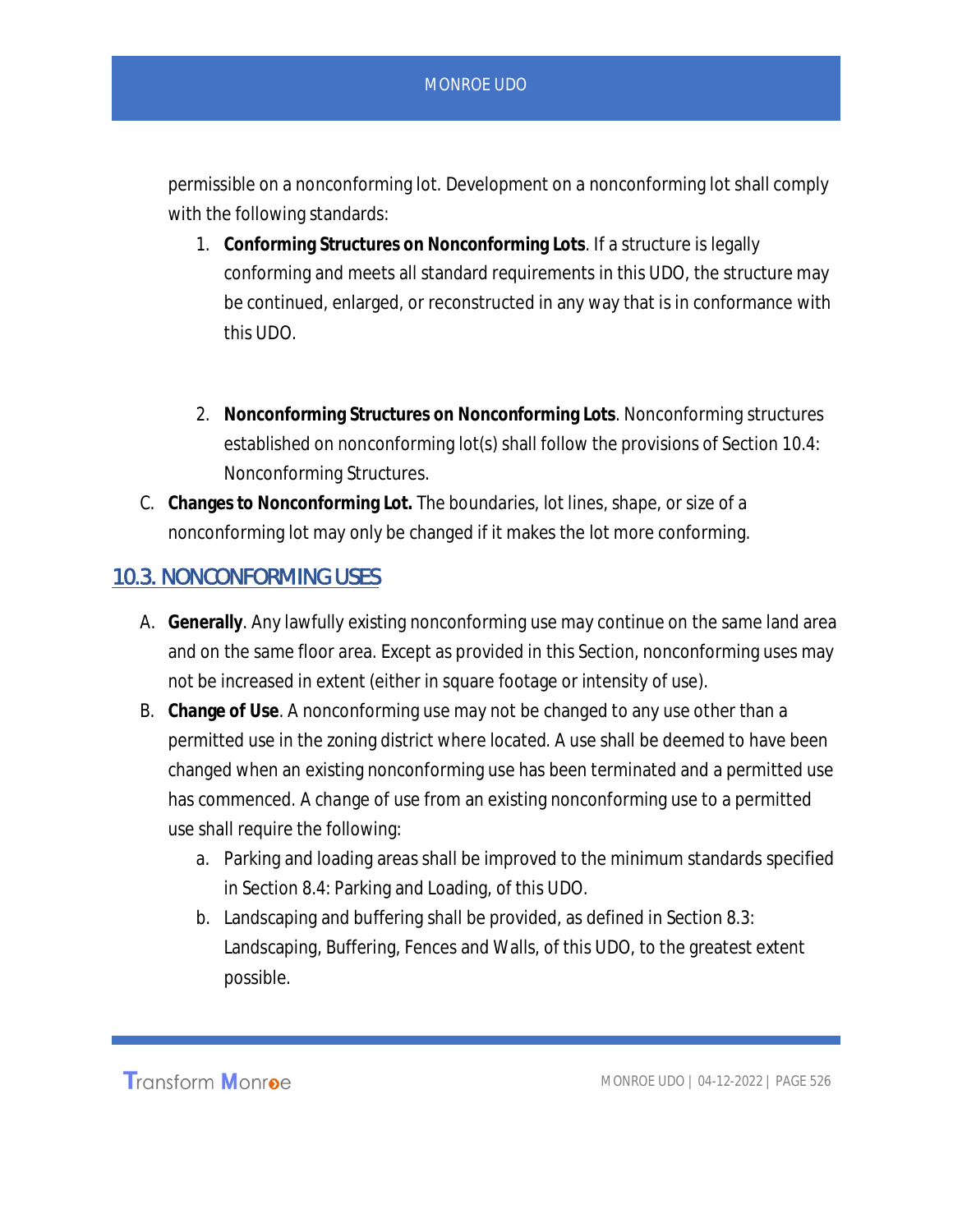permissible on a nonconforming lot. Development on a nonconforming lot shall comply with the following standards:

1. **Conforming Structures on Nonconforming Lots**. If a structure is legally conforming and meets all standard requirements in this UDO, the structure may be continued, enlarged, or reconstructed in any way that is in conformance with this UDO.

2. **Nonconforming Structures on Nonconforming Lots**. Nonconforming structures established on nonconforming lot(s) shall follow the provisions of Section 10.4: Nonconforming Structures.

C. **Changes to Nonconforming Lot.** The boundaries, lot lines, shape, or size of a nonconforming lot may only be changed if it makes the lot more conforming.

## 10.3. NONCONFORMING USES

A. **Generally**. Any lawfully existing nonconforming use may continue on the same land area and on the same floor area. Except as provided in this Section, nonconforming uses may not be increased in extent (either in square footage or intensity of use).

B. **Change of Use**. A nonconforming use may not be changed to any use other than a permitted use in the zoning district where located. A use shall be deemed to have been changed when an existing nonconforming use has been terminated and a permitted use has commenced. A change of use from an existing nonconforming use to a permitted use shall require the following:

   a. Parking and loading areas shall be improved to the minimum standards specified in Section 8.4: Parking and Loading, of this UDO.

   b. Landscaping and buffering shall be provided, as defined in Section 8.3: Landscaping, Buffering, Fences and Walls, of this UDO, to the greatest extent possible.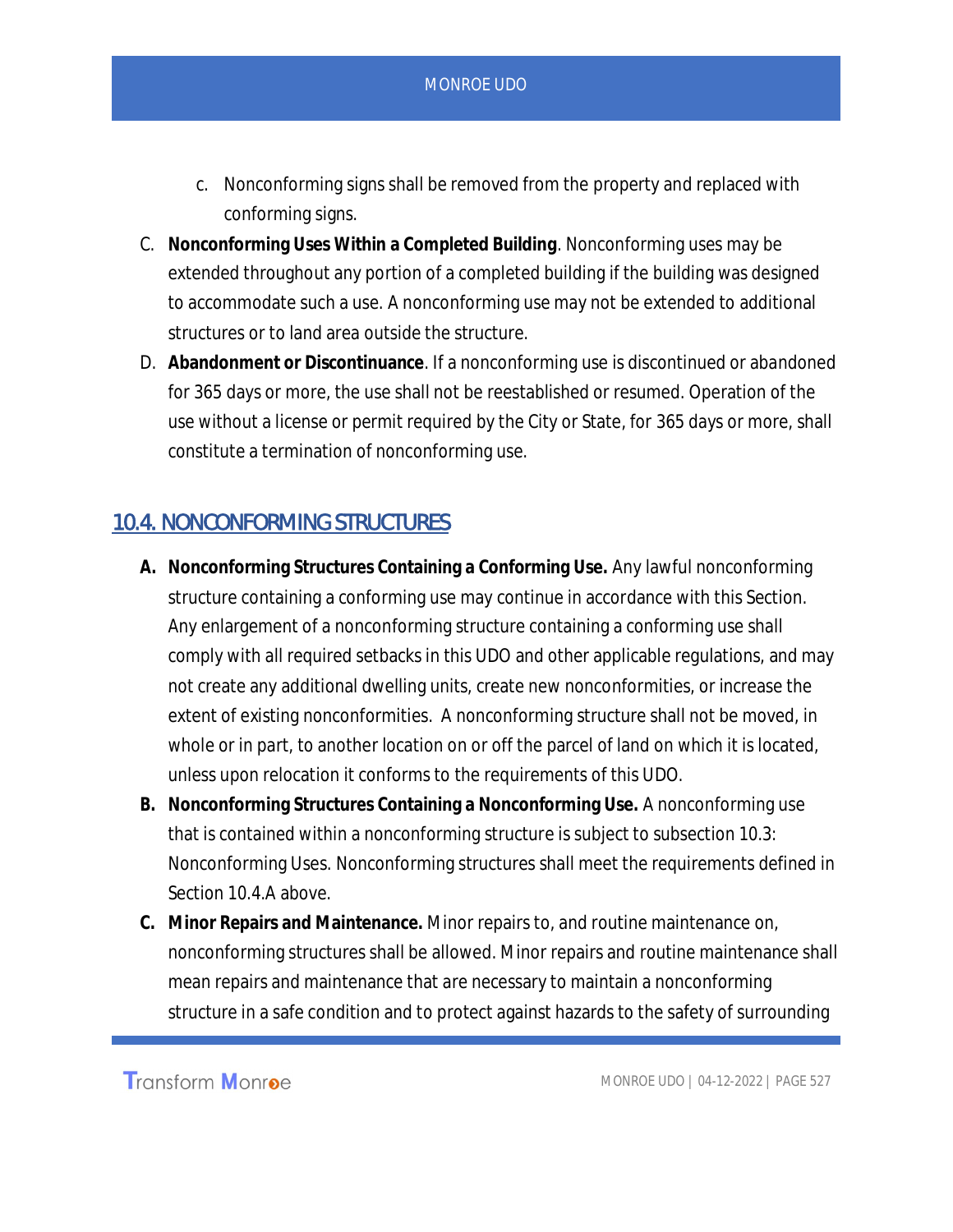c. Nonconforming signs shall be removed from the property and replaced with conforming signs.

C. **Nonconforming Uses Within a Completed Building**. Nonconforming uses may be extended throughout any portion of a completed building if the building was designed to accommodate such a use. A nonconforming use may not be extended to additional structures or to land area outside the structure.

D. **Abandonment or Discontinuance**. If a nonconforming use is discontinued or abandoned for 365 days or more, the use shall not be reestablished or resumed. Operation of the use without a license or permit required by the City or State, for 365 days or more, shall constitute a termination of nonconforming use.

## 10.4. NONCONFORMING STRUCTURES

**A. Nonconforming Structures Containing a Conforming Use.** Any lawful nonconforming structure containing a conforming use may continue in accordance with this Section. Any enlargement of a nonconforming structure containing a conforming use shall comply with all required setbacks in this UDO and other applicable regulations, and may not create any additional dwelling units, create new nonconformities, or increase the extent of existing nonconformities. A nonconforming structure shall not be moved, in whole or in part, to another location on or off the parcel of land on which it is located, unless upon relocation it conforms to the requirements of this UDO.

**B. Nonconforming Structures Containing a Nonconforming Use.** A nonconforming use that is contained within a nonconforming structure is subject to subsection 10.3: Nonconforming Uses. Nonconforming structures shall meet the requirements defined in Section 10.4.A above.

**C. Minor Repairs and Maintenance.** Minor repairs to, and routine maintenance on, nonconforming structures shall be allowed. Minor repairs and routine maintenance shall mean repairs and maintenance that are necessary to maintain a nonconforming structure in a safe condition and to protect against hazards to the safety of surrounding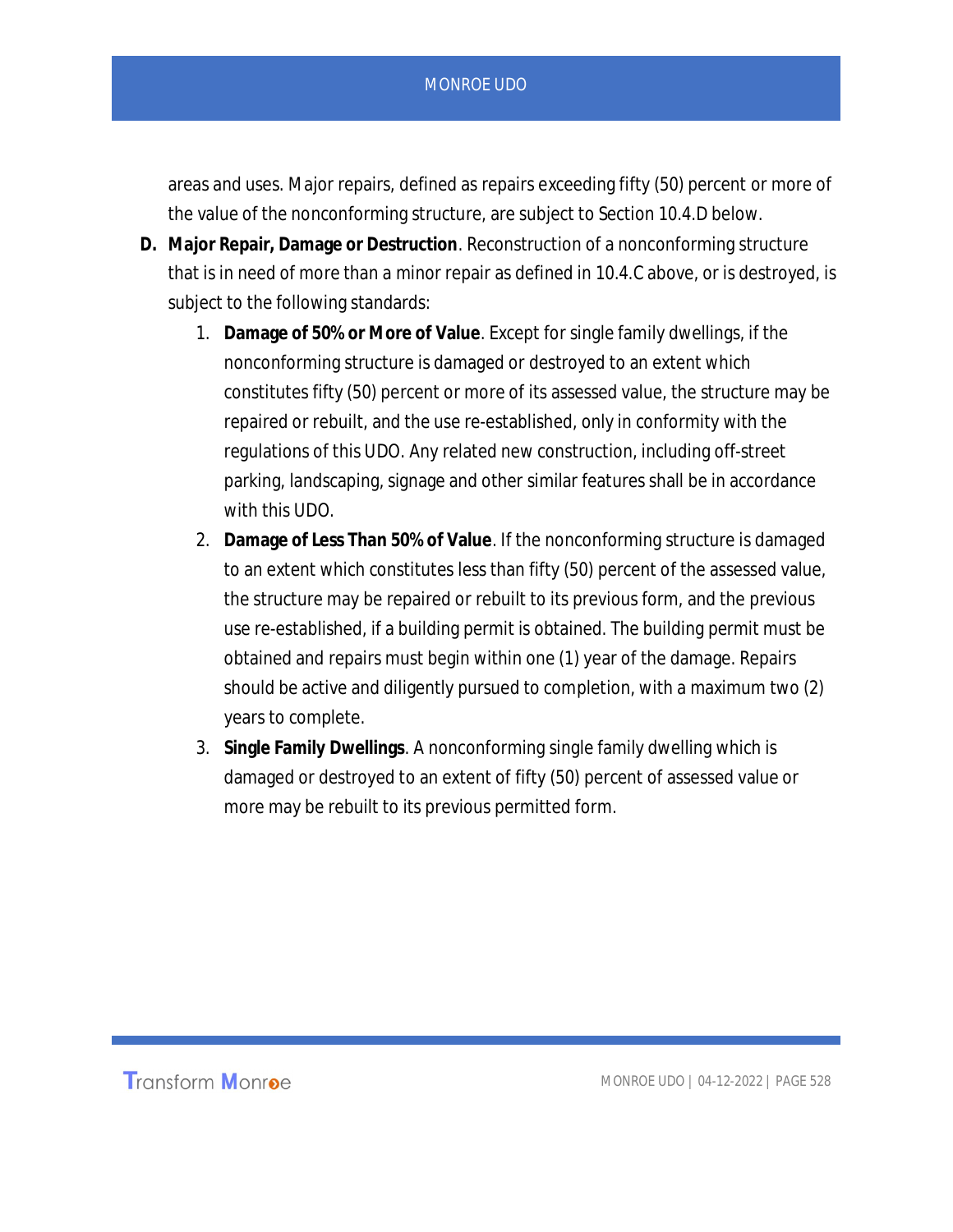areas and uses. Major repairs, defined as repairs exceeding fifty (50) percent or more of the value of the nonconforming structure, are subject to Section 10.4.D below.

**D. Major Repair, Damage or Destruction**. Reconstruction of a nonconforming structure that is in need of more than a minor repair as defined in 10.4.C above, or is destroyed, is subject to the following standards:

1. **Damage of 50% or More of Value**. Except for single family dwellings, if the nonconforming structure is damaged or destroyed to an extent which constitutes fifty (50) percent or more of its assessed value, the structure may be repaired or rebuilt, and the use re-established, only in conformity with the regulations of this UDO. Any related new construction, including off-street parking, landscaping, signage and other similar features shall be in accordance with this UDO.
2. **Damage of Less Than 50% of Value**. If the nonconforming structure is damaged to an extent which constitutes less than fifty (50) percent of the assessed value, the structure may be repaired or rebuilt to its previous form, and the previous use re-established, if a building permit is obtained. The building permit must be obtained and repairs must begin within one (1) year of the damage. Repairs should be active and diligently pursued to completion, with a maximum two (2) years to complete.
3. **Single Family Dwellings**. A nonconforming single family dwelling which is damaged or destroyed to an extent of fifty (50) percent of assessed value or more may be rebuilt to its previous permitted form.